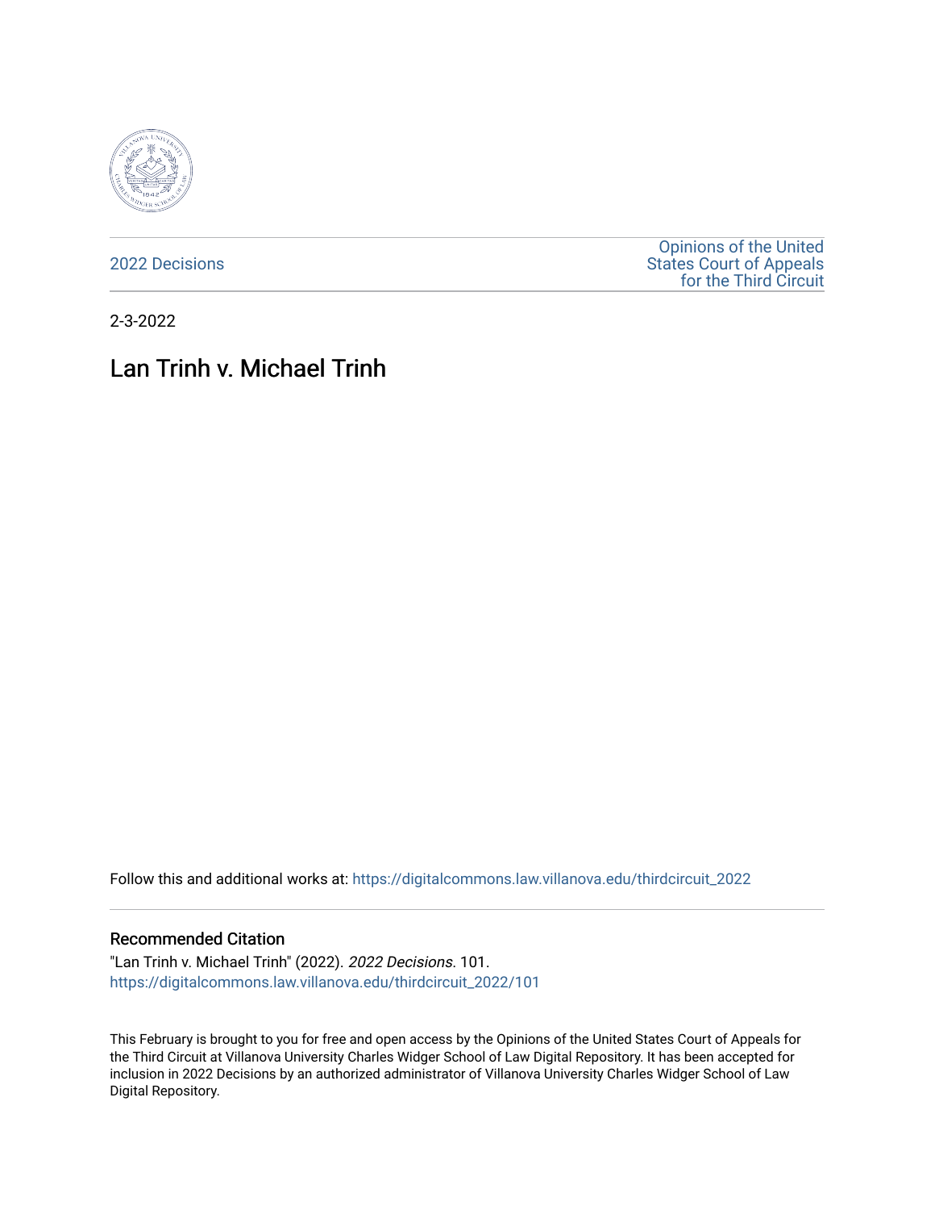2022 Decisions

Opinions of the United States Court of Appeals for the Third Circuit

2-3-2022

# Lan Trinh v. Michael Trinh

Follow this and additional works at: https://digitalcommons.law.villanova.edu/thirdcircuit_2022

## Recommended Citation

"Lan Trinh v. Michael Trinh" (2022). *2022 Decisions*. 101.
https://digitalcommons.law.villanova.edu/thirdcircuit_2022/101

This February is brought to you for free and open access by the Opinions of the United States Court of Appeals for the Third Circuit at Villanova University Charles Widger School of Law Digital Repository. It has been accepted for inclusion in 2022 Decisions by an authorized administrator of Villanova University Charles Widger School of Law Digital Repository.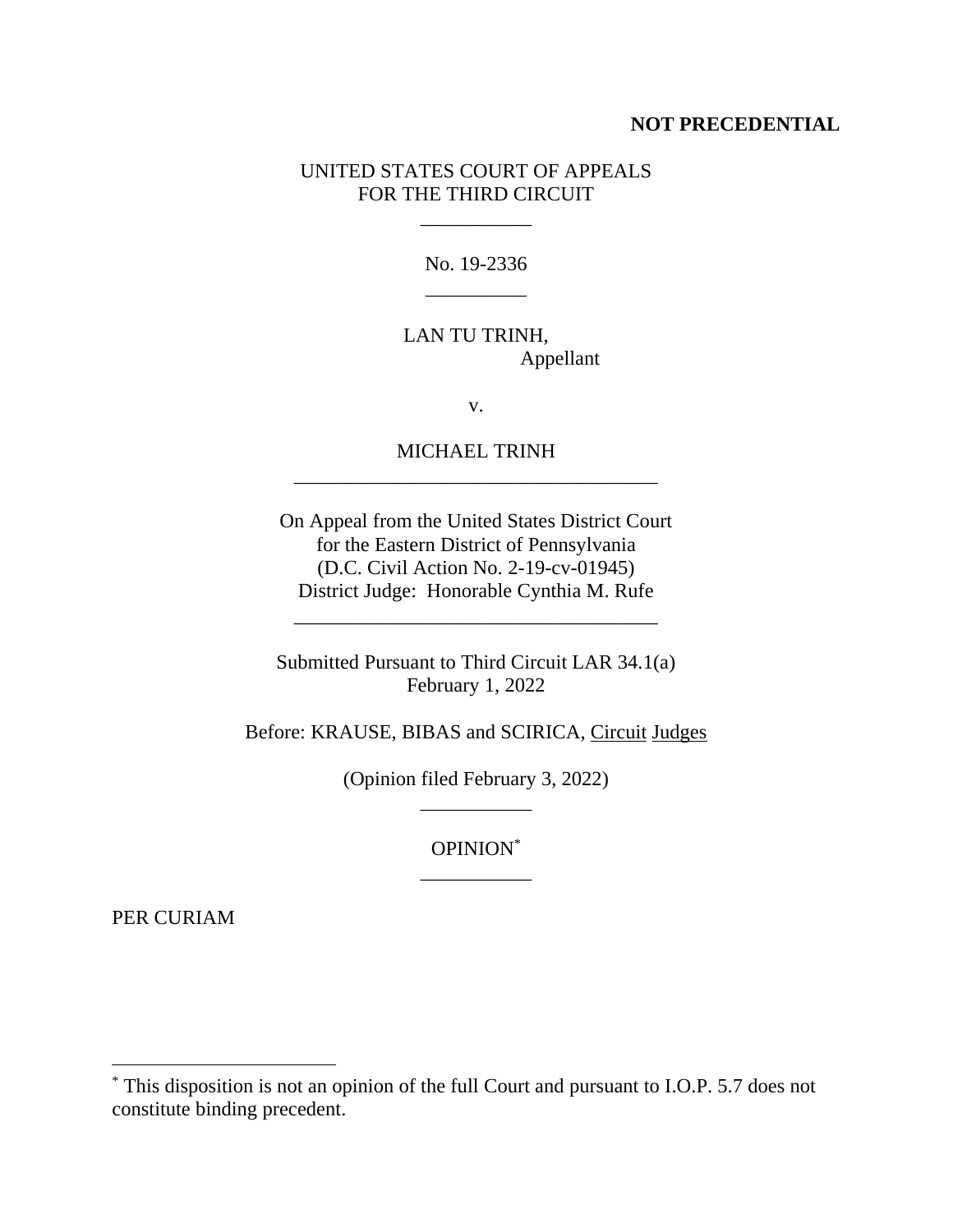**NOT PRECEDENTIAL**

UNITED STATES COURT OF APPEALS
FOR THE THIRD CIRCUIT

---

No. 19-2336

---

LAN TU TRINH,
Appellant

v.

MICHAEL TRINH

---

On Appeal from the United States District Court
for the Eastern District of Pennsylvania
(D.C. Civil Action No. 2-19-cv-01945)
District Judge: Honorable Cynthia M. Rufe

---

Submitted Pursuant to Third Circuit LAR 34.1(a)
February 1, 2022

Before: KRAUSE, BIBAS and SCIRICA, Circuit Judges

(Opinion filed February 3, 2022)

---

OPINION*

---

PER CURIAM

---

* This disposition is not an opinion of the full Court and pursuant to I.O.P. 5.7 does not constitute binding precedent.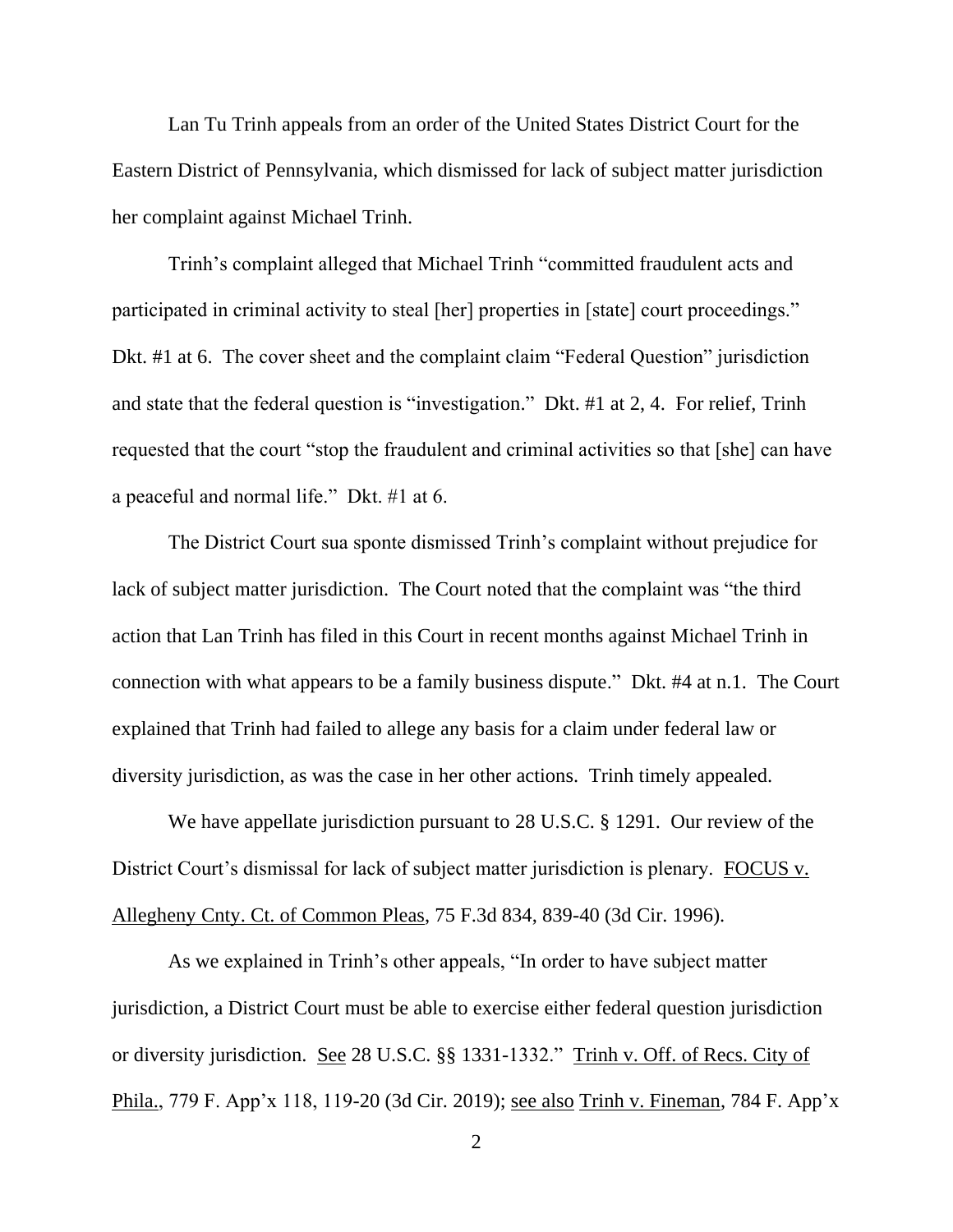Lan Tu Trinh appeals from an order of the United States District Court for the Eastern District of Pennsylvania, which dismissed for lack of subject matter jurisdiction her complaint against Michael Trinh.

Trinh's complaint alleged that Michael Trinh "committed fraudulent acts and participated in criminal activity to steal [her] properties in [state] court proceedings." Dkt. #1 at 6. The cover sheet and the complaint claim "Federal Question" jurisdiction and state that the federal question is "investigation." Dkt. #1 at 2, 4. For relief, Trinh requested that the court "stop the fraudulent and criminal activities so that [she] can have a peaceful and normal life." Dkt. #1 at 6.

The District Court sua sponte dismissed Trinh's complaint without prejudice for lack of subject matter jurisdiction. The Court noted that the complaint was "the third action that Lan Trinh has filed in this Court in recent months against Michael Trinh in connection with what appears to be a family business dispute." Dkt. #4 at n.1. The Court explained that Trinh had failed to allege any basis for a claim under federal law or diversity jurisdiction, as was the case in her other actions. Trinh timely appealed.

We have appellate jurisdiction pursuant to 28 U.S.C. § 1291. Our review of the District Court's dismissal for lack of subject matter jurisdiction is plenary. FOCUS v. Allegheny Cnty. Ct. of Common Pleas, 75 F.3d 834, 839-40 (3d Cir. 1996).

As we explained in Trinh's other appeals, "In order to have subject matter jurisdiction, a District Court must be able to exercise either federal question jurisdiction or diversity jurisdiction. See 28 U.S.C. §§ 1331-1332." Trinh v. Off. of Recs. City of Phila., 779 F. App'x 118, 119-20 (3d Cir. 2019); see also Trinh v. Fineman, 784 F. App'x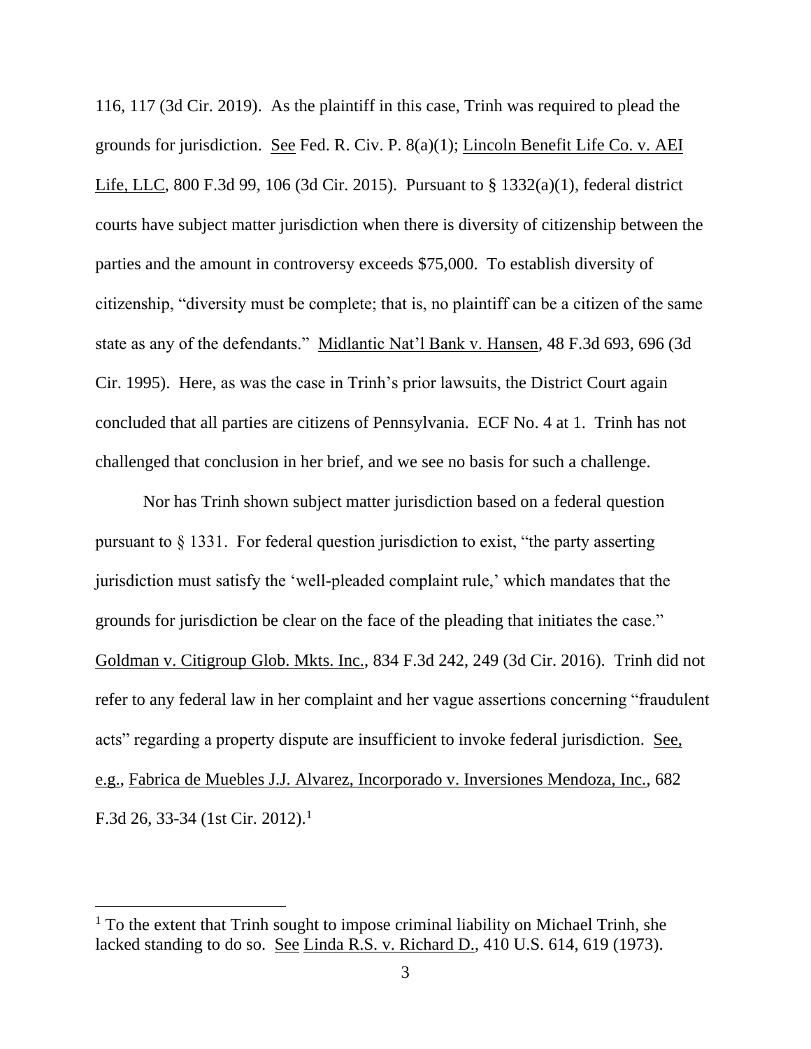116, 117 (3d Cir. 2019). As the plaintiff in this case, Trinh was required to plead the grounds for jurisdiction. See Fed. R. Civ. P. 8(a)(1); Lincoln Benefit Life Co. v. AEI Life, LLC, 800 F.3d 99, 106 (3d Cir. 2015). Pursuant to § 1332(a)(1), federal district courts have subject matter jurisdiction when there is diversity of citizenship between the parties and the amount in controversy exceeds $75,000. To establish diversity of citizenship, "diversity must be complete; that is, no plaintiff can be a citizen of the same state as any of the defendants." Midlantic Nat'l Bank v. Hansen, 48 F.3d 693, 696 (3d Cir. 1995). Here, as was the case in Trinh's prior lawsuits, the District Court again concluded that all parties are citizens of Pennsylvania. ECF No. 4 at 1. Trinh has not challenged that conclusion in her brief, and we see no basis for such a challenge.

Nor has Trinh shown subject matter jurisdiction based on a federal question pursuant to § 1331. For federal question jurisdiction to exist, "the party asserting jurisdiction must satisfy the 'well-pleaded complaint rule,' which mandates that the grounds for jurisdiction be clear on the face of the pleading that initiates the case." Goldman v. Citigroup Glob. Mkts. Inc., 834 F.3d 242, 249 (3d Cir. 2016). Trinh did not refer to any federal law in her complaint and her vague assertions concerning "fraudulent acts" regarding a property dispute are insufficient to invoke federal jurisdiction. See, e.g., Fabrica de Muebles J.J. Alvarez, Incorporado v. Inversiones Mendoza, Inc., 682 F.3d 26, 33-34 (1st Cir. 2012).[1]

---

[1] To the extent that Trinh sought to impose criminal liability on Michael Trinh, she lacked standing to do so. See Linda R.S. v. Richard D., 410 U.S. 614, 619 (1973).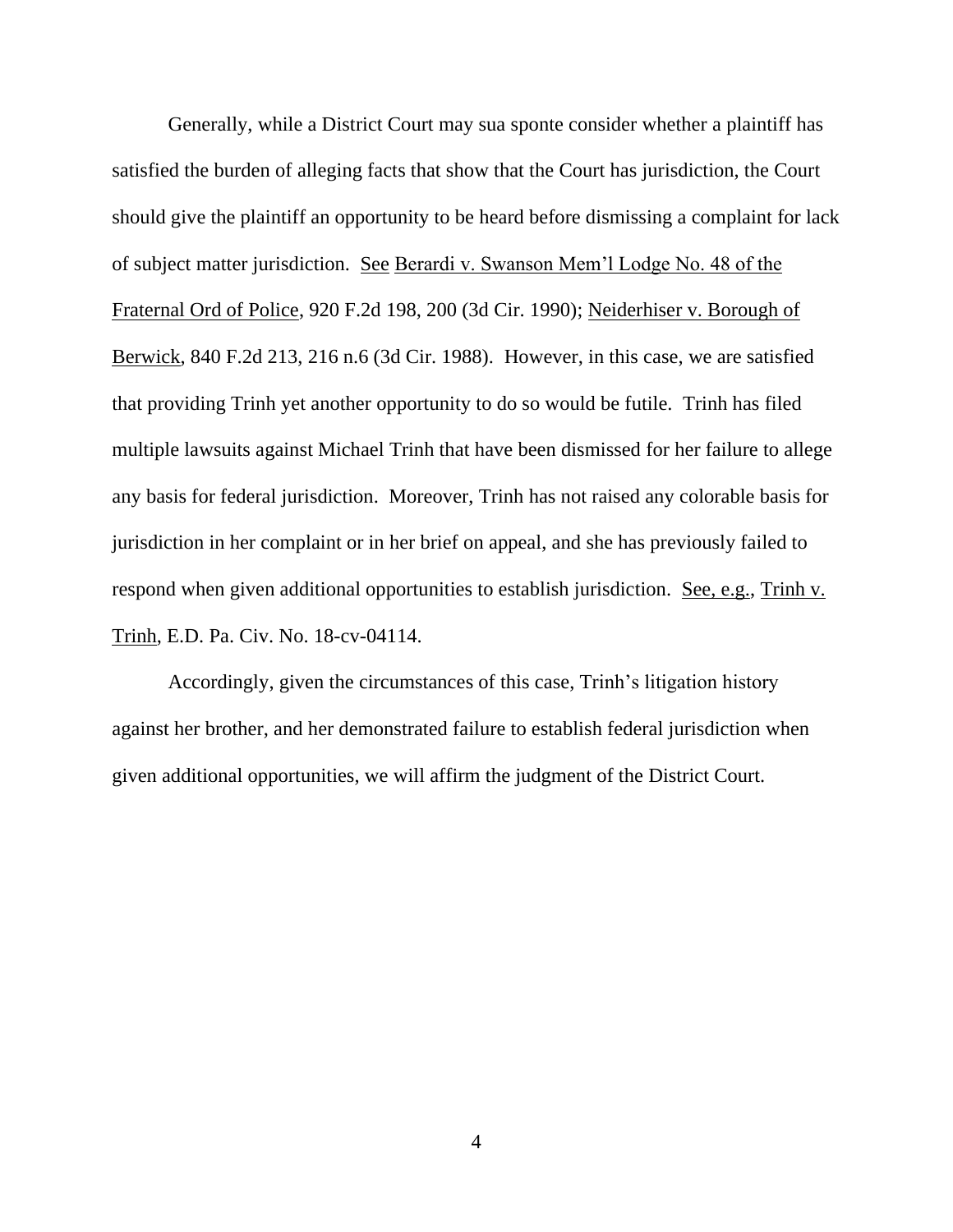Generally, while a District Court may sua sponte consider whether a plaintiff has satisfied the burden of alleging facts that show that the Court has jurisdiction, the Court should give the plaintiff an opportunity to be heard before dismissing a complaint for lack of subject matter jurisdiction. See Berardi v. Swanson Mem'l Lodge No. 48 of the Fraternal Ord of Police, 920 F.2d 198, 200 (3d Cir. 1990); Neiderhiser v. Borough of Berwick, 840 F.2d 213, 216 n.6 (3d Cir. 1988). However, in this case, we are satisfied that providing Trinh yet another opportunity to do so would be futile. Trinh has filed multiple lawsuits against Michael Trinh that have been dismissed for her failure to allege any basis for federal jurisdiction. Moreover, Trinh has not raised any colorable basis for jurisdiction in her complaint or in her brief on appeal, and she has previously failed to respond when given additional opportunities to establish jurisdiction. See, e.g., Trinh v. Trinh, E.D. Pa. Civ. No. 18-cv-04114.

Accordingly, given the circumstances of this case, Trinh's litigation history against her brother, and her demonstrated failure to establish federal jurisdiction when given additional opportunities, we will affirm the judgment of the District Court.